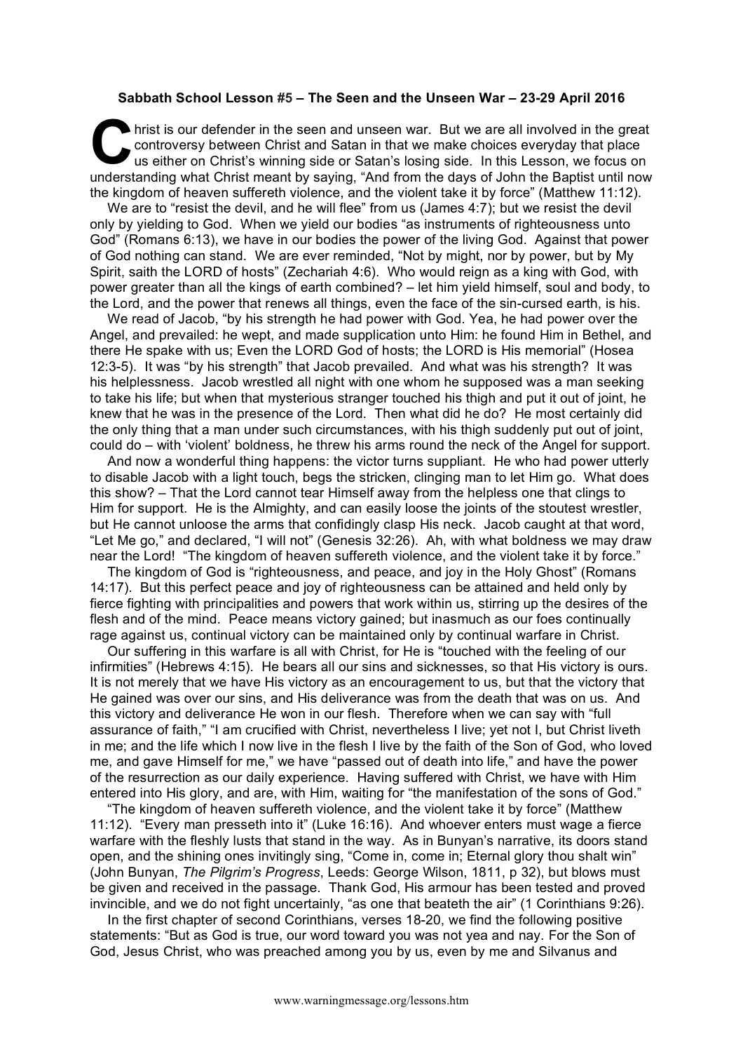**Sabbath School Lesson #5 – The Seen and the Unseen War – 23-29 April 2016**

Christ is our defender in the seen and unseen war. But we are all involved in the great controversy between Christ and Satan in that we make choices everyday that place us either on Christ's winning side or Satan's losing side. In this Lesson, we focus on understanding what Christ meant by saying, "And from the days of John the Baptist until now the kingdom of heaven suffereth violence, and the violent take it by force" (Matthew 11:12).

We are to "resist the devil, and he will flee" from us (James 4:7); but we resist the devil only by yielding to God. When we yield our bodies "as instruments of righteousness unto God" (Romans 6:13), we have in our bodies the power of the living God. Against that power of God nothing can stand. We are ever reminded, "Not by might, nor by power, but by My Spirit, saith the LORD of hosts" (Zechariah 4:6). Who would reign as a king with God, with power greater than all the kings of earth combined? – let him yield himself, soul and body, to the Lord, and the power that renews all things, even the face of the sin-cursed earth, is his.

We read of Jacob, "by his strength he had power with God. Yea, he had power over the Angel, and prevailed: he wept, and made supplication unto Him: he found Him in Bethel, and there He spake with us; Even the LORD God of hosts; the LORD is His memorial" (Hosea 12:3-5). It was "by his strength" that Jacob prevailed. And what was his strength? It was his helplessness. Jacob wrestled all night with one whom he supposed was a man seeking to take his life; but when that mysterious stranger touched his thigh and put it out of joint, he knew that he was in the presence of the Lord. Then what did he do? He most certainly did the only thing that a man under such circumstances, with his thigh suddenly put out of joint, could do – with 'violent' boldness, he threw his arms round the neck of the Angel for support.

And now a wonderful thing happens: the victor turns suppliant. He who had power utterly to disable Jacob with a light touch, begs the stricken, clinging man to let Him go. What does this show? – That the Lord cannot tear Himself away from the helpless one that clings to Him for support. He is the Almighty, and can easily loose the joints of the stoutest wrestler, but He cannot unloose the arms that confidingly clasp His neck. Jacob caught at that word, "Let Me go," and declared, "I will not" (Genesis 32:26). Ah, with what boldness we may draw near the Lord! "The kingdom of heaven suffereth violence, and the violent take it by force."

The kingdom of God is "righteousness, and peace, and joy in the Holy Ghost" (Romans 14:17). But this perfect peace and joy of righteousness can be attained and held only by fierce fighting with principalities and powers that work within us, stirring up the desires of the flesh and of the mind. Peace means victory gained; but inasmuch as our foes continually rage against us, continual victory can be maintained only by continual warfare in Christ.

Our suffering in this warfare is all with Christ, for He is "touched with the feeling of our infirmities" (Hebrews 4:15). He bears all our sins and sicknesses, so that His victory is ours. It is not merely that we have His victory as an encouragement to us, but that the victory that He gained was over our sins, and His deliverance was from the death that was on us. And this victory and deliverance He won in our flesh. Therefore when we can say with "full assurance of faith," "I am crucified with Christ, nevertheless I live; yet not I, but Christ liveth in me; and the life which I now live in the flesh I live by the faith of the Son of God, who loved me, and gave Himself for me," we have "passed out of death into life," and have the power of the resurrection as our daily experience. Having suffered with Christ, we have with Him entered into His glory, and are, with Him, waiting for "the manifestation of the sons of God."

"The kingdom of heaven suffereth violence, and the violent take it by force" (Matthew 11:12). "Every man presseth into it" (Luke 16:16). And whoever enters must wage a fierce warfare with the fleshly lusts that stand in the way. As in Bunyan's narrative, its doors stand open, and the shining ones invitingly sing, "Come in, come in; Eternal glory thou shalt win" (John Bunyan, *The Pilgrim's Progress*, Leeds: George Wilson, 1811, p 32), but blows must be given and received in the passage. Thank God, His armour has been tested and proved invincible, and we do not fight uncertainly, "as one that beateth the air" (1 Corinthians 9:26).

In the first chapter of second Corinthians, verses 18-20, we find the following positive statements: "But as God is true, our word toward you was not yea and nay. For the Son of God, Jesus Christ, who was preached among you by us, even by me and Silvanus and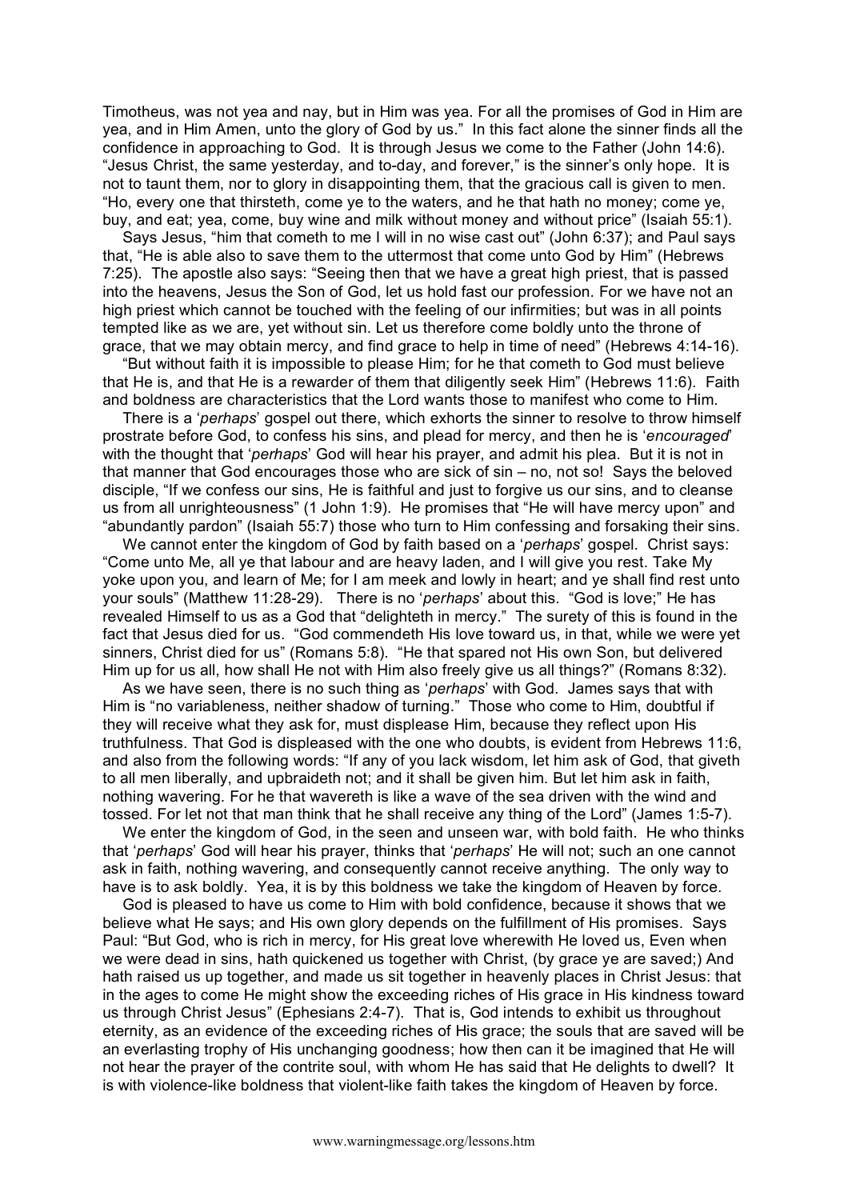Timotheus, was not yea and nay, but in Him was yea. For all the promises of God in Him are yea, and in Him Amen, unto the glory of God by us." In this fact alone the sinner finds all the confidence in approaching to God. It is through Jesus we come to the Father (John 14:6). "Jesus Christ, the same yesterday, and to-day, and forever," is the sinner's only hope. It is not to taunt them, nor to glory in disappointing them, that the gracious call is given to men. "Ho, every one that thirsteth, come ye to the waters, and he that hath no money; come ye, buy, and eat; yea, come, buy wine and milk without money and without price" (Isaiah 55:1).

Says Jesus, "him that cometh to me I will in no wise cast out" (John 6:37); and Paul says that, "He is able also to save them to the uttermost that come unto God by Him" (Hebrews 7:25). The apostle also says: "Seeing then that we have a great high priest, that is passed into the heavens, Jesus the Son of God, let us hold fast our profession. For we have not an high priest which cannot be touched with the feeling of our infirmities; but was in all points tempted like as we are, yet without sin. Let us therefore come boldly unto the throne of grace, that we may obtain mercy, and find grace to help in time of need" (Hebrews 4:14-16).

"But without faith it is impossible to please Him; for he that cometh to God must believe that He is, and that He is a rewarder of them that diligently seek Him" (Hebrews 11:6). Faith and boldness are characteristics that the Lord wants those to manifest who come to Him.

There is a '*perhaps*' gospel out there, which exhorts the sinner to resolve to throw himself prostrate before God, to confess his sins, and plead for mercy, and then he is '*encouraged*' with the thought that '*perhaps*' God will hear his prayer, and admit his plea. But it is not in that manner that God encourages those who are sick of sin – no, not so! Says the beloved disciple, "If we confess our sins, He is faithful and just to forgive us our sins, and to cleanse us from all unrighteousness" (1 John 1:9). He promises that "He will have mercy upon" and "abundantly pardon" (Isaiah 55:7) those who turn to Him confessing and forsaking their sins.

We cannot enter the kingdom of God by faith based on a '*perhaps*' gospel. Christ says: "Come unto Me, all ye that labour and are heavy laden, and I will give you rest. Take My yoke upon you, and learn of Me; for I am meek and lowly in heart; and ye shall find rest unto your souls" (Matthew 11:28-29). There is no '*perhaps*' about this. "God is love;" He has revealed Himself to us as a God that "delighteth in mercy." The surety of this is found in the fact that Jesus died for us. "God commendeth His love toward us, in that, while we were yet sinners, Christ died for us" (Romans 5:8). "He that spared not His own Son, but delivered Him up for us all, how shall He not with Him also freely give us all things?" (Romans 8:32).

As we have seen, there is no such thing as '*perhaps*' with God. James says that with Him is "no variableness, neither shadow of turning." Those who come to Him, doubtful if they will receive what they ask for, must displease Him, because they reflect upon His truthfulness. That God is displeased with the one who doubts, is evident from Hebrews 11:6, and also from the following words: "If any of you lack wisdom, let him ask of God, that giveth to all men liberally, and upbraideth not; and it shall be given him. But let him ask in faith, nothing wavering. For he that wavereth is like a wave of the sea driven with the wind and tossed. For let not that man think that he shall receive any thing of the Lord" (James 1:5-7).

We enter the kingdom of God, in the seen and unseen war, with bold faith. He who thinks that '*perhaps*' God will hear his prayer, thinks that '*perhaps*' He will not; such an one cannot ask in faith, nothing wavering, and consequently cannot receive anything. The only way to have is to ask boldly. Yea, it is by this boldness we take the kingdom of Heaven by force.

God is pleased to have us come to Him with bold confidence, because it shows that we believe what He says; and His own glory depends on the fulfillment of His promises. Says Paul: "But God, who is rich in mercy, for His great love wherewith He loved us, Even when we were dead in sins, hath quickened us together with Christ, (by grace ye are saved;) And hath raised us up together, and made us sit together in heavenly places in Christ Jesus: that in the ages to come He might show the exceeding riches of His grace in His kindness toward us through Christ Jesus" (Ephesians 2:4-7). That is, God intends to exhibit us throughout eternity, as an evidence of the exceeding riches of His grace; the souls that are saved will be an everlasting trophy of His unchanging goodness; how then can it be imagined that He will not hear the prayer of the contrite soul, with whom He has said that He delights to dwell? It is with violence-like boldness that violent-like faith takes the kingdom of Heaven by force.

www.warningmessage.org/lessons.htm